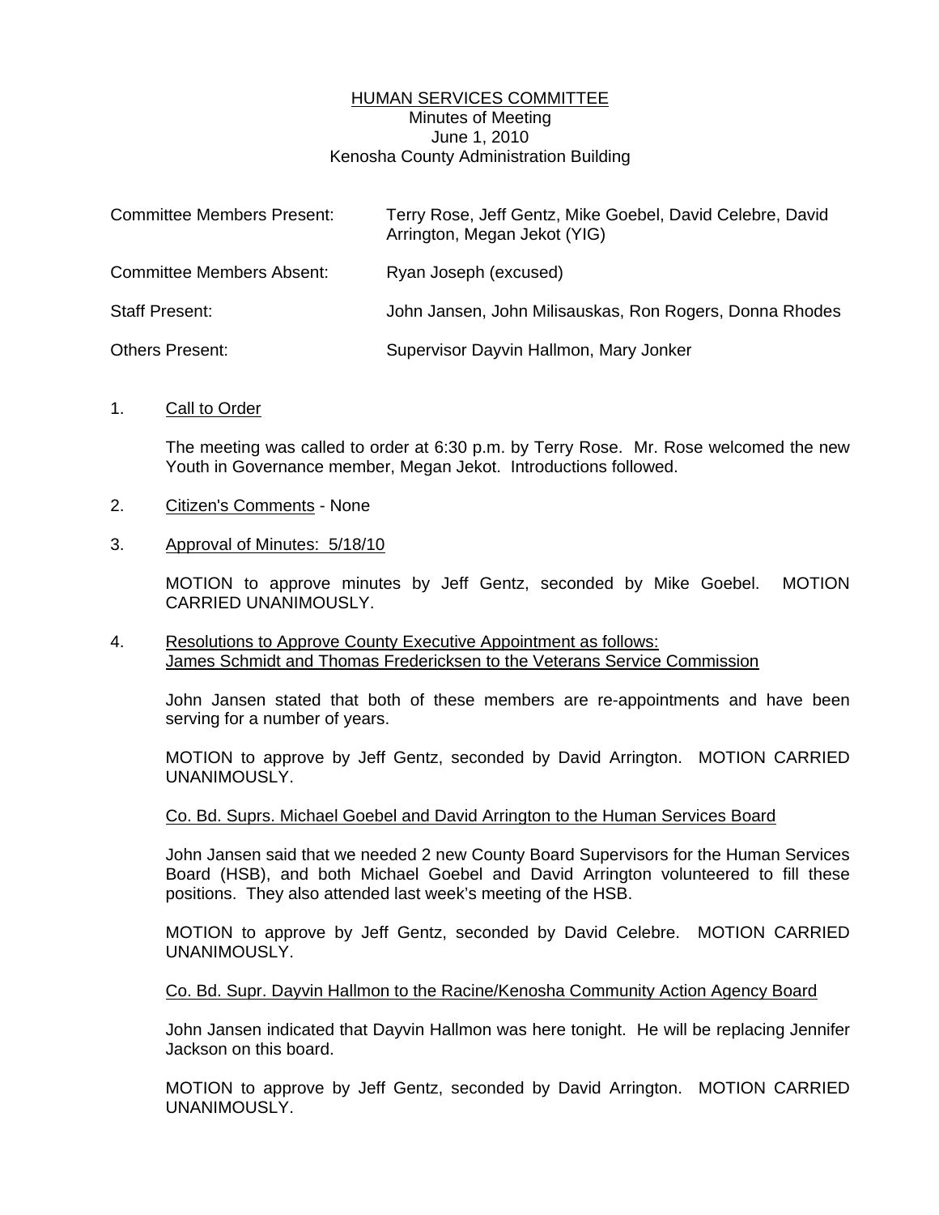# HUMAN SERVICES COMMITTEE

Minutes of Meeting
June 1, 2010
Kenosha County Administration Building

| | |
|---|---|
| Committee Members Present: | Terry Rose, Jeff Gentz, Mike Goebel, David Celebre, David Arrington, Megan Jekot (YIG) |
| Committee Members Absent: | Ryan Joseph (excused) |
| Staff Present: | John Jansen, John Milisauskas, Ron Rogers, Donna Rhodes |
| Others Present: | Supervisor Dayvin Hallmon, Mary Jonker |

1. Call to Order

   The meeting was called to order at 6:30 p.m. by Terry Rose. Mr. Rose welcomed the new Youth in Governance member, Megan Jekot. Introductions followed.

2. Citizen's Comments - None

3. Approval of Minutes: 5/18/10

   MOTION to approve minutes by Jeff Gentz, seconded by Mike Goebel. MOTION CARRIED UNANIMOUSLY.

4. Resolutions to Approve County Executive Appointment as follows:
   James Schmidt and Thomas Fredericksen to the Veterans Service Commission

   John Jansen stated that both of these members are re-appointments and have been serving for a number of years.

   MOTION to approve by Jeff Gentz, seconded by David Arrington. MOTION CARRIED UNANIMOUSLY.

   Co. Bd. Suprs. Michael Goebel and David Arrington to the Human Services Board

   John Jansen said that we needed 2 new County Board Supervisors for the Human Services Board (HSB), and both Michael Goebel and David Arrington volunteered to fill these positions. They also attended last week's meeting of the HSB.

   MOTION to approve by Jeff Gentz, seconded by David Celebre. MOTION CARRIED UNANIMOUSLY.

   Co. Bd. Supr. Dayvin Hallmon to the Racine/Kenosha Community Action Agency Board

   John Jansen indicated that Dayvin Hallmon was here tonight. He will be replacing Jennifer Jackson on this board.

   MOTION to approve by Jeff Gentz, seconded by David Arrington. MOTION CARRIED UNANIMOUSLY.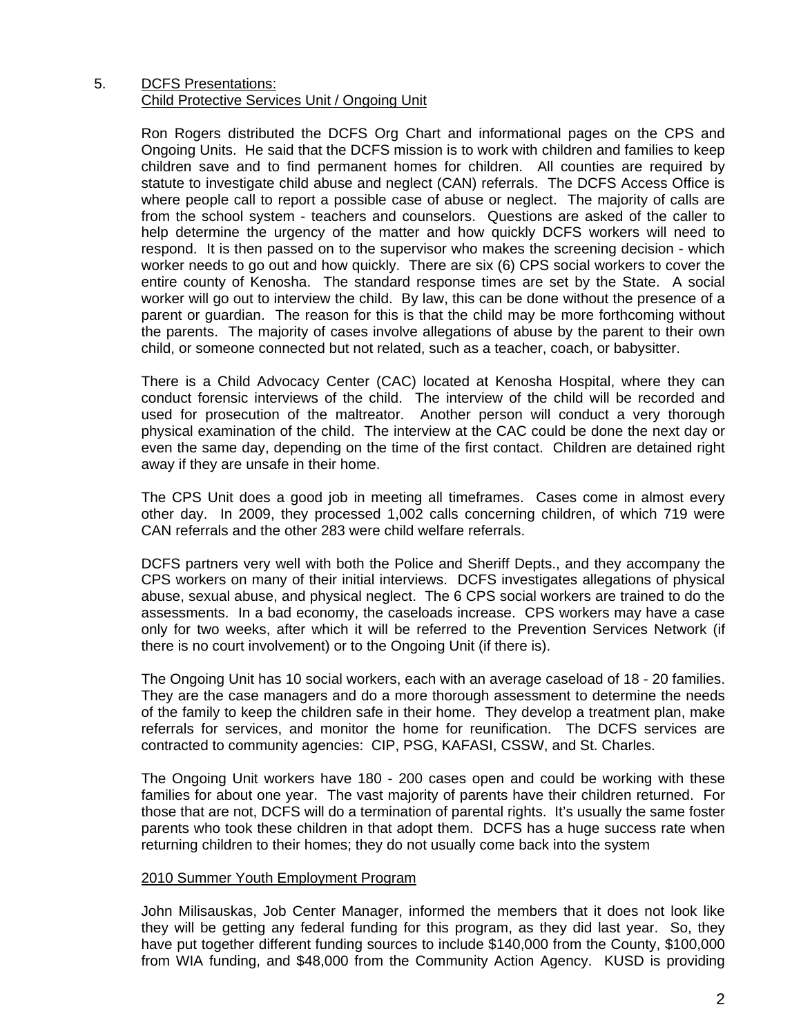5. DCFS Presentations:
Child Protective Services Unit / Ongoing Unit

Ron Rogers distributed the DCFS Org Chart and informational pages on the CPS and Ongoing Units. He said that the DCFS mission is to work with children and families to keep children save and to find permanent homes for children. All counties are required by statute to investigate child abuse and neglect (CAN) referrals. The DCFS Access Office is where people call to report a possible case of abuse or neglect. The majority of calls are from the school system - teachers and counselors. Questions are asked of the caller to help determine the urgency of the matter and how quickly DCFS workers will need to respond. It is then passed on to the supervisor who makes the screening decision - which worker needs to go out and how quickly. There are six (6) CPS social workers to cover the entire county of Kenosha. The standard response times are set by the State. A social worker will go out to interview the child. By law, this can be done without the presence of a parent or guardian. The reason for this is that the child may be more forthcoming without the parents. The majority of cases involve allegations of abuse by the parent to their own child, or someone connected but not related, such as a teacher, coach, or babysitter.

There is a Child Advocacy Center (CAC) located at Kenosha Hospital, where they can conduct forensic interviews of the child. The interview of the child will be recorded and used for prosecution of the maltreator. Another person will conduct a very thorough physical examination of the child. The interview at the CAC could be done the next day or even the same day, depending on the time of the first contact. Children are detained right away if they are unsafe in their home.

The CPS Unit does a good job in meeting all timeframes. Cases come in almost every other day. In 2009, they processed 1,002 calls concerning children, of which 719 were CAN referrals and the other 283 were child welfare referrals.

DCFS partners very well with both the Police and Sheriff Depts., and they accompany the CPS workers on many of their initial interviews. DCFS investigates allegations of physical abuse, sexual abuse, and physical neglect. The 6 CPS social workers are trained to do the assessments. In a bad economy, the caseloads increase. CPS workers may have a case only for two weeks, after which it will be referred to the Prevention Services Network (if there is no court involvement) or to the Ongoing Unit (if there is).

The Ongoing Unit has 10 social workers, each with an average caseload of 18 - 20 families. They are the case managers and do a more thorough assessment to determine the needs of the family to keep the children safe in their home. They develop a treatment plan, make referrals for services, and monitor the home for reunification. The DCFS services are contracted to community agencies: CIP, PSG, KAFASI, CSSW, and St. Charles.

The Ongoing Unit workers have 180 - 200 cases open and could be working with these families for about one year. The vast majority of parents have their children returned. For those that are not, DCFS will do a termination of parental rights. It's usually the same foster parents who took these children in that adopt them. DCFS has a huge success rate when returning children to their homes; they do not usually come back into the system

2010 Summer Youth Employment Program

John Milisauskas, Job Center Manager, informed the members that it does not look like they will be getting any federal funding for this program, as they did last year. So, they have put together different funding sources to include $140,000 from the County, $100,000 from WIA funding, and $48,000 from the Community Action Agency. KUSD is providing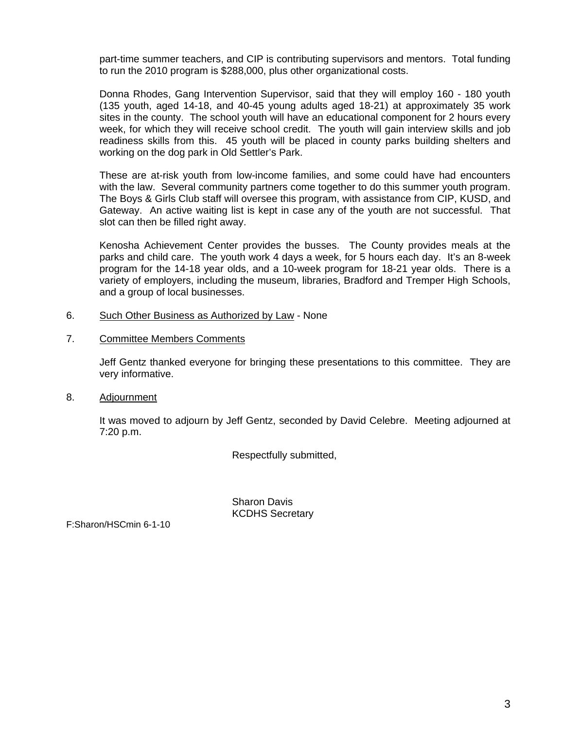part-time summer teachers, and CIP is contributing supervisors and mentors. Total funding to run the 2010 program is $288,000, plus other organizational costs.

Donna Rhodes, Gang Intervention Supervisor, said that they will employ 160 - 180 youth (135 youth, aged 14-18, and 40-45 young adults aged 18-21) at approximately 35 work sites in the county. The school youth will have an educational component for 2 hours every week, for which they will receive school credit. The youth will gain interview skills and job readiness skills from this. 45 youth will be placed in county parks building shelters and working on the dog park in Old Settler's Park.

These are at-risk youth from low-income families, and some could have had encounters with the law. Several community partners come together to do this summer youth program. The Boys & Girls Club staff will oversee this program, with assistance from CIP, KUSD, and Gateway. An active waiting list is kept in case any of the youth are not successful. That slot can then be filled right away.

Kenosha Achievement Center provides the busses. The County provides meals at the parks and child care. The youth work 4 days a week, for 5 hours each day. It's an 8-week program for the 14-18 year olds, and a 10-week program for 18-21 year olds. There is a variety of employers, including the museum, libraries, Bradford and Tremper High Schools, and a group of local businesses.

6. Such Other Business as Authorized by Law - None

7. Committee Members Comments

   Jeff Gentz thanked everyone for bringing these presentations to this committee. They are very informative.

8. Adjournment

   It was moved to adjourn by Jeff Gentz, seconded by David Celebre. Meeting adjourned at 7:20 p.m.

Respectfully submitted,

Sharon Davis
KCDHS Secretary

F:Sharon/HSCmin 6-1-10